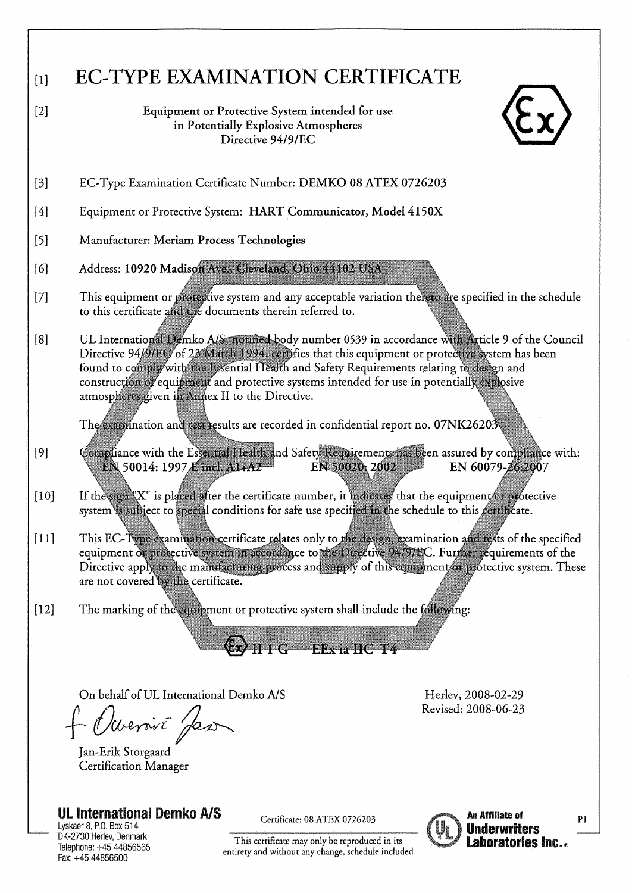# [1] EC-TYPE EXAMINATION CERTIFICATE

[2] Equipment or Protective System intended for use in Potentially Explosive Atmospheres Directive 94/9/EC

[3] EC-Type Examination Certificate Number: **DEMKO 08 ATEX 0726203**

[4] Equipment or Protective System: **HART Communicator, Model 4150X**

[5] Manufacturer: **Meriam Process Technologies**

[6] Address: **10920 Madison Ave., Cleveland, Ohio 44102 USA**

[7] This equipment or protective system and any acceptable variation thereto are specified in the schedule to this certificate and the documents therein referred to.

[8] UL International Demko A/S, notified body number 0539 in accordance with Article 9 of the Council Directive 94/9/EC of 23 March 1994, certifies that this equipment or protective system has been found to comply with the Essential Health and Safety Requirements relating to design and construction of equipment and protective systems intended for use in potentially explosive atmospheres given in Annex II to the Directive.

The examination and test results are recorded in confidential report no. **07NK26203**

[9] Compliance with the Essential Health and Safety Requirements has been assured by compliance with:
**EN 50014: 1997 E incl. A1+A2** **EN 50020: 2002** EN 60079-26:2007

[10] If the sign "X" is placed after the certificate number, it indicates that the equipment or protective system is subject to special conditions for safe use specified in the schedule to this certificate.

[11] This EC-Type examination certificate relates only to the design, examination and tests of the specified equipment or protective system in accordance to the Directive 94/9/EC. Further requirements of the Directive apply to the manufacturing process and supply of this equipment or protective system. These are not covered by the certificate.

[12] The marking of the equipment or protective system shall include the following:

Ex II 1 G EEx ia IIC T4

On behalf of UL International Demko A/S

Jan-Erik Storgaard
Certification Manager

Herlev, 2008-02-29
Revised: 2008-06-23

**UL International Demko A/S**
Lyskaer 8, P.O. Box 514
DK-2730 Herlev, Denmark
Telephone: +45 44856565
Fax: +45 44856500

Certificate: 08 ATEX 0726203

This certificate may only be reproduced in its entirety and without any change, schedule included

An Affiliate of Underwriters Laboratories Inc.®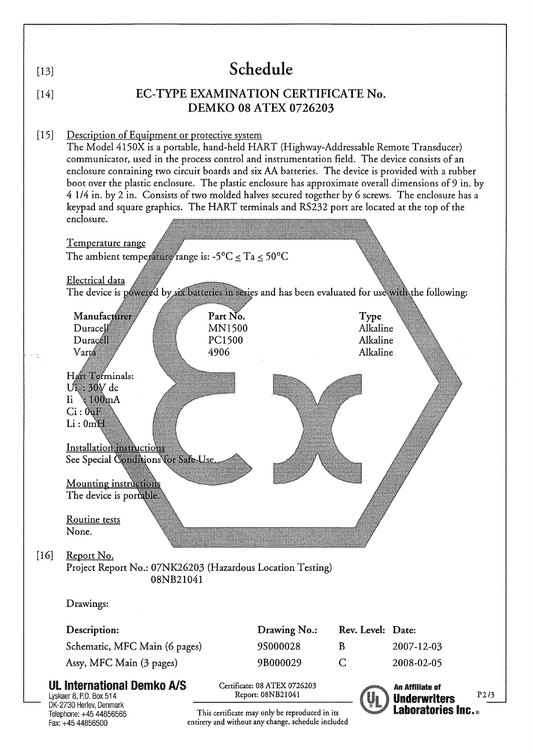[13] 
# Schedule

[14] 
## EC-TYPE EXAMINATION CERTIFICATE No. DEMKO 08 ATEX 0726203

[15] Description of Equipment or protective system

The Model 4150X is a portable, hand-held HART (Highway-Addressable Remote Transducer) communicator, used in the process control and instrumentation field. The device consists of an enclosure containing two circuit boards and six AA batteries. The device is provided with a rubber boot over the plastic enclosure. The plastic enclosure has approximate overall dimensions of 9 in. by 4 1/4 in. by 2 in. Consists of two molded halves secured together by 6 screws. The enclosure has a keypad and square graphics. The HART terminals and RS232 port are located at the top of the enclosure.

Temperature range

The ambient temperature range is: $-5°C \leq Ta \leq 50°C$

Electrical data

The device is powered by six batteries in series and has been evaluated for use with the following:

| Manufacturer | Part No. | Type |
|---|---|---|
| Duracell | MN1500 | Alkaline |
| Duracell | PC1500 | Alkaline |
| Varta | 4906 | Alkaline |

Hart Terminals:
Ui : 30V dc
Ii : 100mA
Ci : 0uF
Li : 0mH

Installation instructions

See Special Conditions for Safe Use.

Mounting instructions

The device is portable.

Routine tests

None.

[16] Report No.

Project Report No.: 07NK26203 (Hazardous Location Testing)
08NB21041

Drawings:

| Description: | Drawing No.: | Rev. Level: | Date: |
|---|---|---|---|
| Schematic, MFC Main (6 pages) | 9S000028 | B | 2007-12-03 |
| Assy, MFC Main (3 pages) | 9B000029 | C | 2008-02-05 |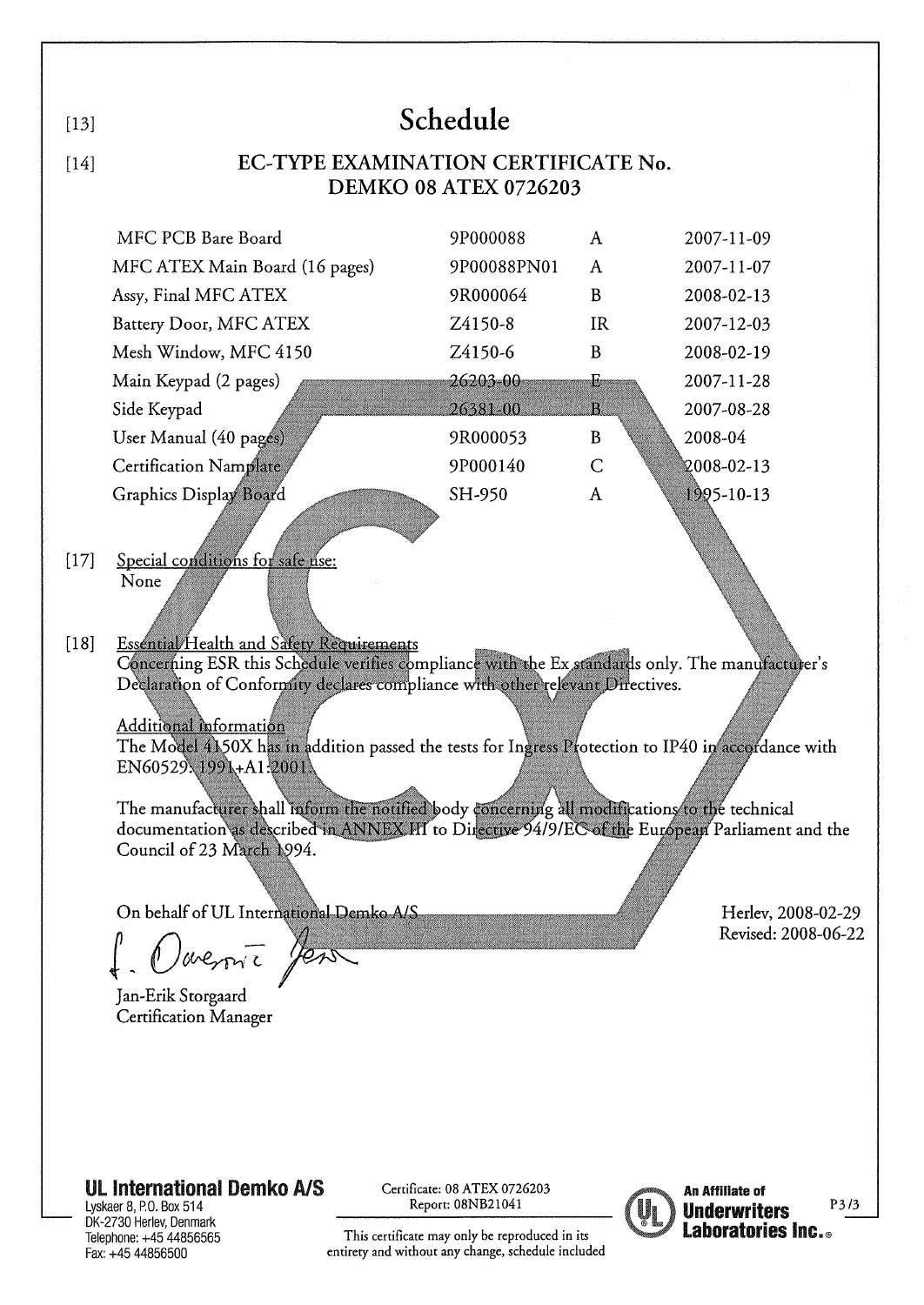[13]

# Schedule

[14]

## EC-TYPE EXAMINATION CERTIFICATE No. DEMKO 08 ATEX 0726203

| | | | |
|---|---|---|---|
| MFC PCB Bare Board | 9P000088 | A | 2007-11-09 |
| MFC ATEX Main Board (16 pages) | 9P00088PN01 | A | 2007-11-07 |
| Assy, Final MFC ATEX | 9R000064 | B | 2008-02-13 |
| Battery Door, MFC ATEX | Z4150-8 | IR | 2007-12-03 |
| Mesh Window, MFC 4150 | Z4150-6 | B | 2008-02-19 |
| Main Keypad (2 pages) | 26203-00 | E | 2007-11-28 |
| Side Keypad | 26381-00 | B | 2007-08-28 |
| User Manual (40 pages) | 9R000053 | B | 2008-04 |
| Certification Namplate | 9P000140 | C | 2008-02-13 |
| Graphics Display Board | SH-950 | A | 1995-10-13 |

[17] Special conditions for safe use:

None

[18] Essential Health and Safety Requirements

Concerning ESR this Schedule verifies compliance with the Ex standards only. The manufacturer's Declaration of Conformity declares compliance with other relevant Directives.

Additional information

The Model 4150X has in addition passed the tests for Ingress Protection to IP40 in accordance with EN60529: 1991+A1:2001.

The manufacturer shall inform the notified body concerning all modifications to the technical documentation as described in ANNEX III to Directive 94/9/EC of the European Parliament and the Council of 23 March 1994.

On behalf of UL International Demko A/S

Herlev, 2008-02-29
Revised: 2008-06-22

Jan-Erik Storgaard
Certification Manager

**UL International Demko A/S**
Lyskaer 8, P.O. Box 514
DK-2730 Herlev, Denmark
Telephone: +45 44856565
Fax: +45 44856500

Certificate: 08 ATEX 0726203
Report: 08NB21041

This certificate may only be reproduced in its entirety and without any change, schedule included

**An Affiliate of Underwriters Laboratories Inc.®**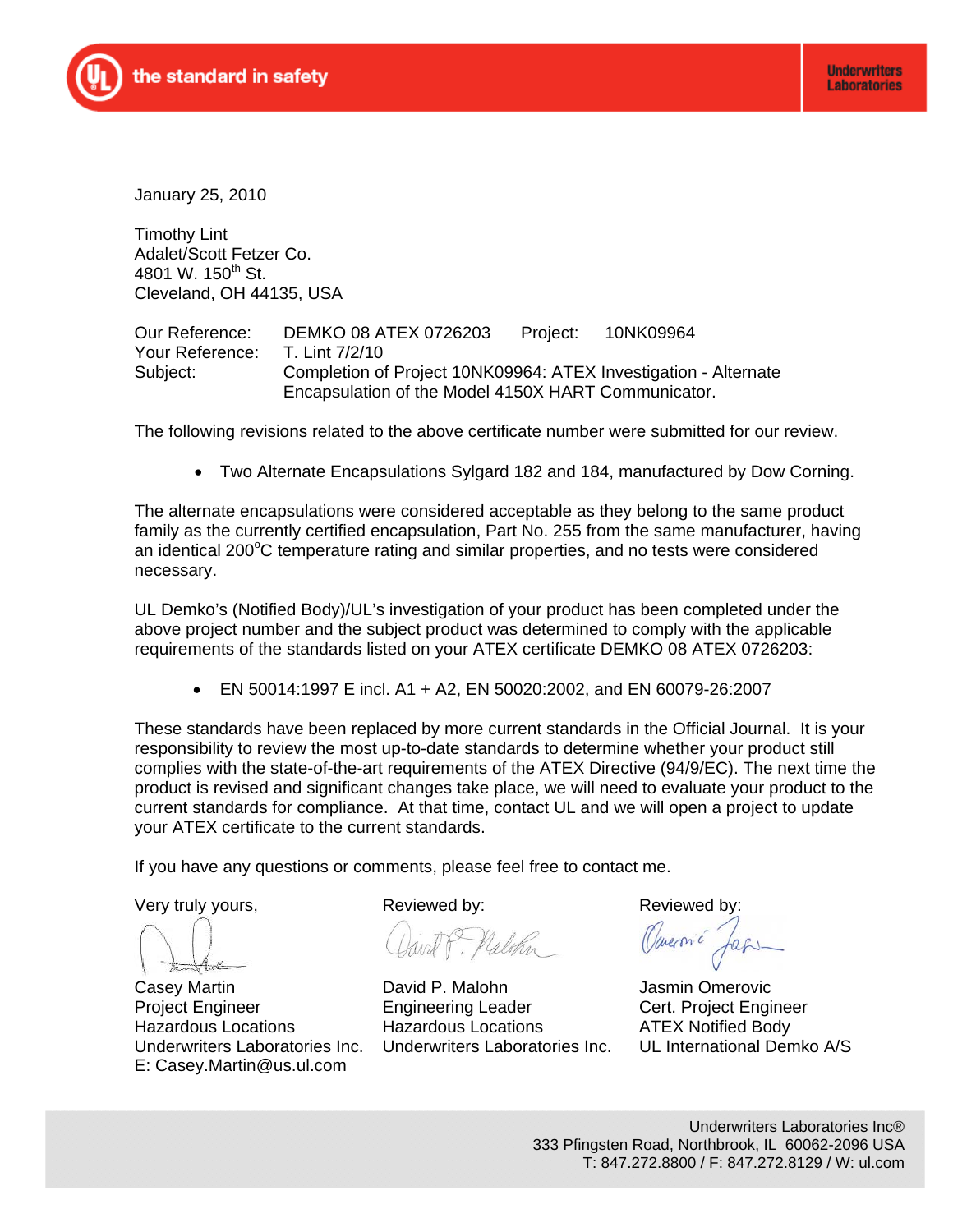the standard in safety

Underwriters Laboratories

January 25, 2010

Timothy Lint
Adalet/Scott Fetzer Co.
4801 W. 150th St.
Cleveland, OH 44135, USA

| | | | |
|---|---|---|---|
| Our Reference: | DEMKO 08 ATEX 0726203 | Project: | 10NK09964 |
| Your Reference: | T. Lint 7/2/10 | | |
| Subject: | Completion of Project 10NK09964: ATEX Investigation - Alternate Encapsulation of the Model 4150X HART Communicator. | | |

The following revisions related to the above certificate number were submitted for our review.

- Two Alternate Encapsulations Sylgard 182 and 184, manufactured by Dow Corning.

The alternate encapsulations were considered acceptable as they belong to the same product family as the currently certified encapsulation, Part No. 255 from the same manufacturer, having an identical 200°C temperature rating and similar properties, and no tests were considered necessary.

UL Demko's (Notified Body)/UL's investigation of your product has been completed under the above project number and the subject product was determined to comply with the applicable requirements of the standards listed on your ATEX certificate DEMKO 08 ATEX 0726203:

- EN 50014:1997 E incl. A1 + A2, EN 50020:2002, and EN 60079-26:2007

These standards have been replaced by more current standards in the Official Journal. It is your responsibility to review the most up-to-date standards to determine whether your product still complies with the state-of-the-art requirements of the ATEX Directive (94/9/EC). The next time the product is revised and significant changes take place, we will need to evaluate your product to the current standards for compliance. At that time, contact UL and we will open a project to update your ATEX certificate to the current standards.

If you have any questions or comments, please feel free to contact me.

| Very truly yours, | Reviewed by: | Reviewed by: |
|---|---|---|
| Casey Martin | David P. Malohn | Jasmin Omerovic |
| Project Engineer | Engineering Leader | Cert. Project Engineer |
| Hazardous Locations | Hazardous Locations | ATEX Notified Body |
| Underwriters Laboratories Inc. | Underwriters Laboratories Inc. | UL International Demko A/S |
| E: Casey.Martin@us.ul.com | | |

Underwriters Laboratories Inc®
333 Pfingsten Road, Northbrook, IL 60062-2096 USA
T: 847.272.8800 / F: 847.272.8129 / W: ul.com